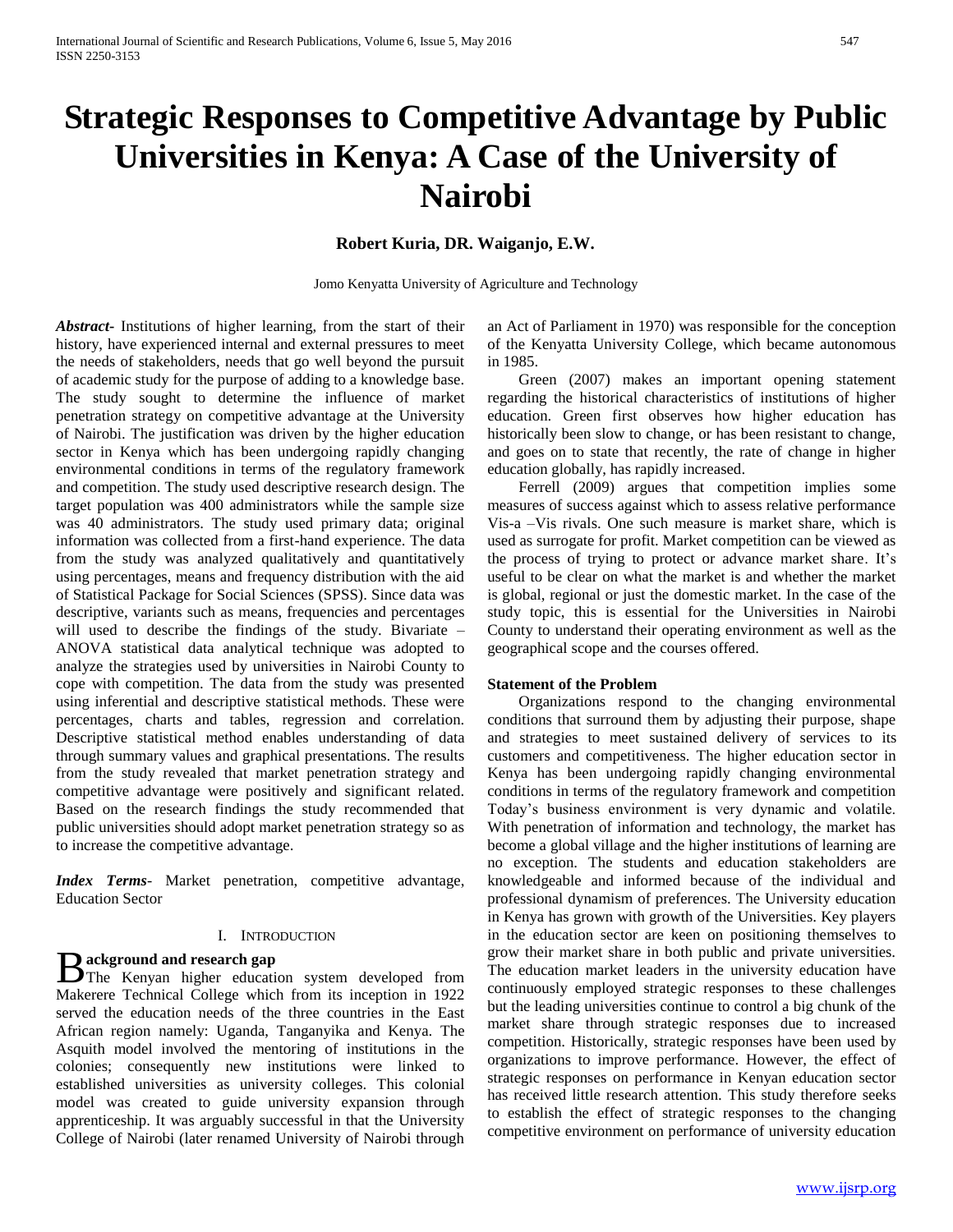# Strategic Responses to Competitive Advantage by Public Universities in Kenya: A Case of the University of Nairobi

**Robert Kuria, DR. Waiganjo, E.W.**

Jomo Kenyatta University of Agriculture and Technology

***Abstract***- Institutions of higher learning, from the start of their history, have experienced internal and external pressures to meet the needs of stakeholders, needs that go well beyond the pursuit of academic study for the purpose of adding to a knowledge base. The study sought to determine the influence of market penetration strategy on competitive advantage at the University of Nairobi. The justification was driven by the higher education sector in Kenya which has been undergoing rapidly changing environmental conditions in terms of the regulatory framework and competition. The study used descriptive research design. The target population was 400 administrators while the sample size was 40 administrators. The study used primary data; original information was collected from a first-hand experience. The data from the study was analyzed qualitatively and quantitatively using percentages, means and frequency distribution with the aid of Statistical Package for Social Sciences (SPSS). Since data was descriptive, variants such as means, frequencies and percentages will used to describe the findings of the study. Bivariate – ANOVA statistical data analytical technique was adopted to analyze the strategies used by universities in Nairobi County to cope with competition. The data from the study was presented using inferential and descriptive statistical methods. These were percentages, charts and tables, regression and correlation. Descriptive statistical method enables understanding of data through summary values and graphical presentations. The results from the study revealed that market penetration strategy and competitive advantage were positively and significant related. Based on the research findings the study recommended that public universities should adopt market penetration strategy so as to increase the competitive advantage.

***Index Terms***- Market penetration, competitive advantage, Education Sector

## I. INTRODUCTION

**Background and research gap**

The Kenyan higher education system developed from Makerere Technical College which from its inception in 1922 served the education needs of the three countries in the East African region namely: Uganda, Tanganyika and Kenya. The Asquith model involved the mentoring of institutions in the colonies; consequently new institutions were linked to established universities as university colleges. This colonial model was created to guide university expansion through apprenticeship. It was arguably successful in that the University College of Nairobi (later renamed University of Nairobi through an Act of Parliament in 1970) was responsible for the conception of the Kenyatta University College, which became autonomous in 1985.

Green (2007) makes an important opening statement regarding the historical characteristics of institutions of higher education. Green first observes how higher education has historically been slow to change, or has been resistant to change, and goes on to state that recently, the rate of change in higher education globally, has rapidly increased.

Ferrell (2009) argues that competition implies some measures of success against which to assess relative performance Vis-a –Vis rivals. One such measure is market share, which is used as surrogate for profit. Market competition can be viewed as the process of trying to protect or advance market share. It's useful to be clear on what the market is and whether the market is global, regional or just the domestic market. In the case of the study topic, this is essential for the Universities in Nairobi County to understand their operating environment as well as the geographical scope and the courses offered.

**Statement of the Problem**

Organizations respond to the changing environmental conditions that surround them by adjusting their purpose, shape and strategies to meet sustained delivery of services to its customers and competitiveness. The higher education sector in Kenya has been undergoing rapidly changing environmental conditions in terms of the regulatory framework and competition Today's business environment is very dynamic and volatile. With penetration of information and technology, the market has become a global village and the higher institutions of learning are no exception. The students and education stakeholders are knowledgeable and informed because of the individual and professional dynamism of preferences. The University education in Kenya has grown with growth of the Universities. Key players in the education sector are keen on positioning themselves to grow their market share in both public and private universities. The education market leaders in the university education have continuously employed strategic responses to these challenges but the leading universities continue to control a big chunk of the market share through strategic responses due to increased competition. Historically, strategic responses have been used by organizations to improve performance. However, the effect of strategic responses on performance in Kenyan education sector has received little research attention. This study therefore seeks to establish the effect of strategic responses to the changing competitive environment on performance of university education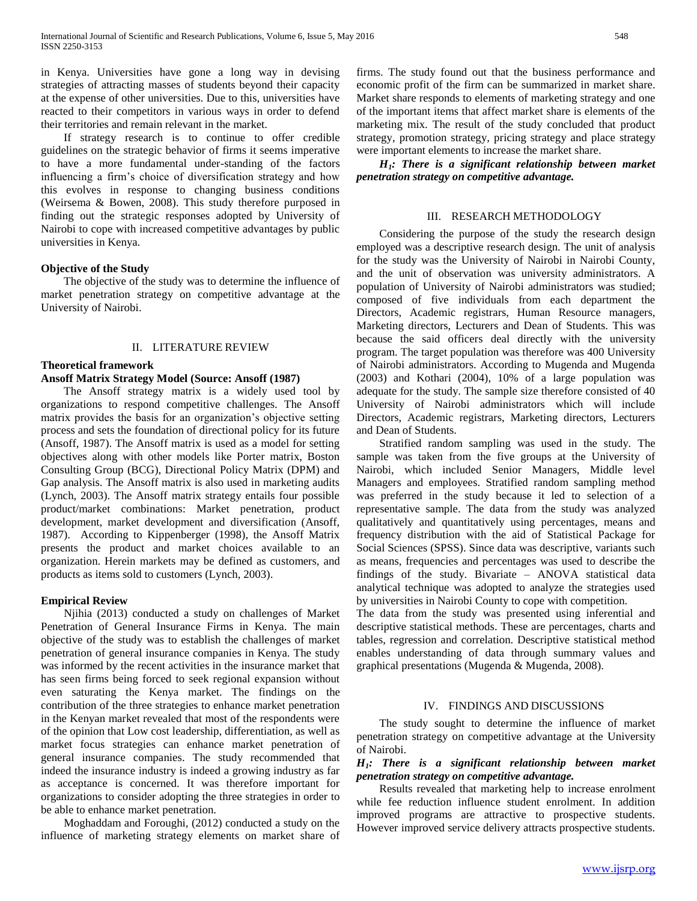in Kenya. Universities have gone a long way in devising strategies of attracting masses of students beyond their capacity at the expense of other universities. Due to this, universities have reacted to their competitors in various ways in order to defend their territories and remain relevant in the market.

If strategy research is to continue to offer credible guidelines on the strategic behavior of firms it seems imperative to have a more fundamental under-standing of the factors influencing a firm's choice of diversification strategy and how this evolves in response to changing business conditions (Weirsema & Bowen, 2008). This study therefore purposed in finding out the strategic responses adopted by University of Nairobi to cope with increased competitive advantages by public universities in Kenya.

**Objective of the Study**

The objective of the study was to determine the influence of market penetration strategy on competitive advantage at the University of Nairobi.

## II. LITERATURE REVIEW

**Theoretical framework**

**Ansoff Matrix Strategy Model (Source: Ansoff (1987)**

The Ansoff strategy matrix is a widely used tool by organizations to respond competitive challenges. The Ansoff matrix provides the basis for an organization's objective setting process and sets the foundation of directional policy for its future (Ansoff, 1987). The Ansoff matrix is used as a model for setting objectives along with other models like Porter matrix, Boston Consulting Group (BCG), Directional Policy Matrix (DPM) and Gap analysis. The Ansoff matrix is also used in marketing audits (Lynch, 2003). The Ansoff matrix strategy entails four possible product/market combinations: Market penetration, product development, market development and diversification (Ansoff, 1987). According to Kippenberger (1998), the Ansoff Matrix presents the product and market choices available to an organization. Herein markets may be defined as customers, and products as items sold to customers (Lynch, 2003).

**Empirical Review**

Njihia (2013) conducted a study on challenges of Market Penetration of General Insurance Firms in Kenya. The main objective of the study was to establish the challenges of market penetration of general insurance companies in Kenya. The study was informed by the recent activities in the insurance market that has seen firms being forced to seek regional expansion without even saturating the Kenya market. The findings on the contribution of the three strategies to enhance market penetration in the Kenyan market revealed that most of the respondents were of the opinion that Low cost leadership, differentiation, as well as market focus strategies can enhance market penetration of general insurance companies. The study recommended that indeed the insurance industry is indeed a growing industry as far as acceptance is concerned. It was therefore important for organizations to consider adopting the three strategies in order to be able to enhance market penetration.

Moghaddam and Foroughi, (2012) conducted a study on the influence of marketing strategy elements on market share of firms. The study found out that the business performance and economic profit of the firm can be summarized in market share. Market share responds to elements of marketing strategy and one of the important items that affect market share is elements of the marketing mix. The result of the study concluded that product strategy, promotion strategy, pricing strategy and place strategy were important elements to increase the market share.

***$H_1$: There is a significant relationship between market penetration strategy on competitive advantage.***

## III. RESEARCH METHODOLOGY

Considering the purpose of the study the research design employed was a descriptive research design. The unit of analysis for the study was the University of Nairobi in Nairobi County, and the unit of observation was university administrators. A population of University of Nairobi administrators was studied; composed of five individuals from each department the Directors, Academic registrars, Human Resource managers, Marketing directors, Lecturers and Dean of Students. This was because the said officers deal directly with the university program. The target population was therefore was 400 University of Nairobi administrators. According to Mugenda and Mugenda (2003) and Kothari (2004), 10% of a large population was adequate for the study. The sample size therefore consisted of 40 University of Nairobi administrators which will include Directors, Academic registrars, Marketing directors, Lecturers and Dean of Students.

Stratified random sampling was used in the study. The sample was taken from the five groups at the University of Nairobi, which included Senior Managers, Middle level Managers and employees. Stratified random sampling method was preferred in the study because it led to selection of a representative sample. The data from the study was analyzed qualitatively and quantitatively using percentages, means and frequency distribution with the aid of Statistical Package for Social Sciences (SPSS). Since data was descriptive, variants such as means, frequencies and percentages was used to describe the findings of the study. Bivariate – ANOVA statistical data analytical technique was adopted to analyze the strategies used by universities in Nairobi County to cope with competition.

The data from the study was presented using inferential and descriptive statistical methods. These are percentages, charts and tables, regression and correlation. Descriptive statistical method enables understanding of data through summary values and graphical presentations (Mugenda & Mugenda, 2008).

## IV. FINDINGS AND DISCUSSIONS

The study sought to determine the influence of market penetration strategy on competitive advantage at the University of Nairobi.

***$H_1$: There is a significant relationship between market penetration strategy on competitive advantage.***

Results revealed that marketing help to increase enrolment while fee reduction influence student enrolment. In addition improved programs are attractive to prospective students. However improved service delivery attracts prospective students.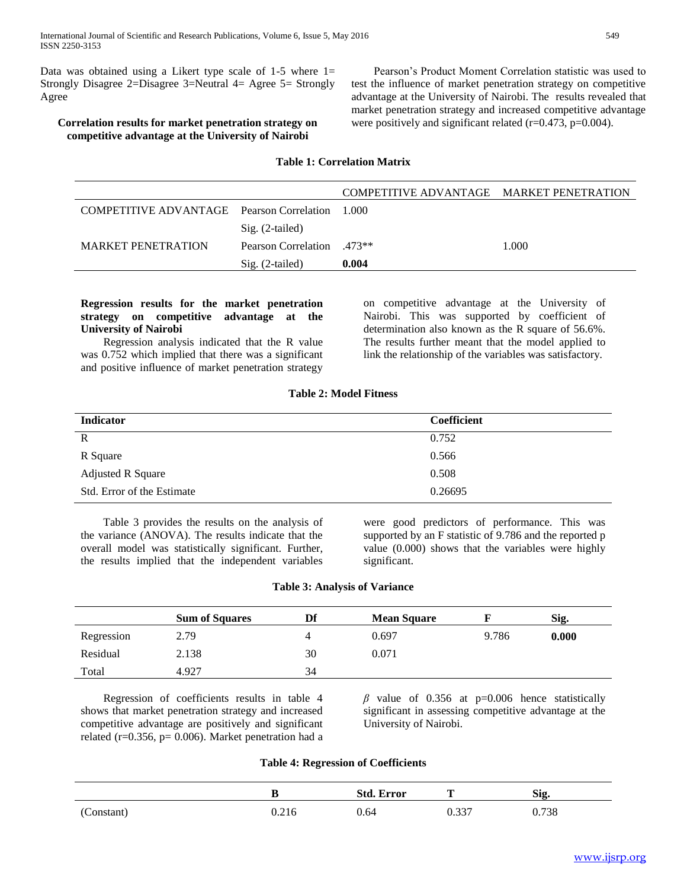Data was obtained using a Likert type scale of 1-5 where 1= Strongly Disagree 2=Disagree 3=Neutral 4= Agree 5= Strongly Agree

**Correlation results for market penetration strategy on competitive advantage at the University of Nairobi**

Pearson's Product Moment Correlation statistic was used to test the influence of market penetration strategy on competitive advantage at the University of Nairobi. The results revealed that market penetration strategy and increased competitive advantage were positively and significant related (r=0.473, p=0.004).

**Table 1: Correlation Matrix**

| | | COMPETITIVE ADVANTAGE | MARKET PENETRATION |
|---|---|---|---|
| COMPETITIVE ADVANTAGE | Pearson Correlation | 1.000 | |
| | Sig. (2-tailed) | | |
| MARKET PENETRATION | Pearson Correlation | .473** | 1.000 |
| | Sig. (2-tailed) | **0.004** | |

**Regression results for the market penetration strategy on competitive advantage at the University of Nairobi**

Regression analysis indicated that the R value was 0.752 which implied that there was a significant and positive influence of market penetration strategy on competitive advantage at the University of Nairobi. This was supported by coefficient of determination also known as the R square of 56.6%. The results further meant that the model applied to link the relationship of the variables was satisfactory.

**Table 2: Model Fitness**

| Indicator | Coefficient |
|---|---|
| R | 0.752 |
| R Square | 0.566 |
| Adjusted R Square | 0.508 |
| Std. Error of the Estimate | 0.26695 |

Table 3 provides the results on the analysis of the variance (ANOVA). The results indicate that the overall model was statistically significant. Further, the results implied that the independent variables were good predictors of performance. This was supported by an F statistic of 9.786 and the reported p value (0.000) shows that the variables were highly significant.

**Table 3: Analysis of Variance**

| | Sum of Squares | Df | Mean Square | F | Sig. |
|---|---|---|---|---|---|
| Regression | 2.79 | 4 | 0.697 | 9.786 | **0.000** |
| Residual | 2.138 | 30 | 0.071 | | |
| Total | 4.927 | 34 | | | |

Regression of coefficients results in table 4 shows that market penetration strategy and increased competitive advantage are positively and significant related (r=0.356, p= 0.006). Market penetration had a $\beta$ value of 0.356 at p=0.006 hence statistically significant in assessing competitive advantage at the University of Nairobi.

**Table 4: Regression of Coefficients**

| | B | Std. Error | T | Sig. |
|---|---|---|---|---|
| (Constant) | 0.216 | 0.64 | 0.337 | 0.738 |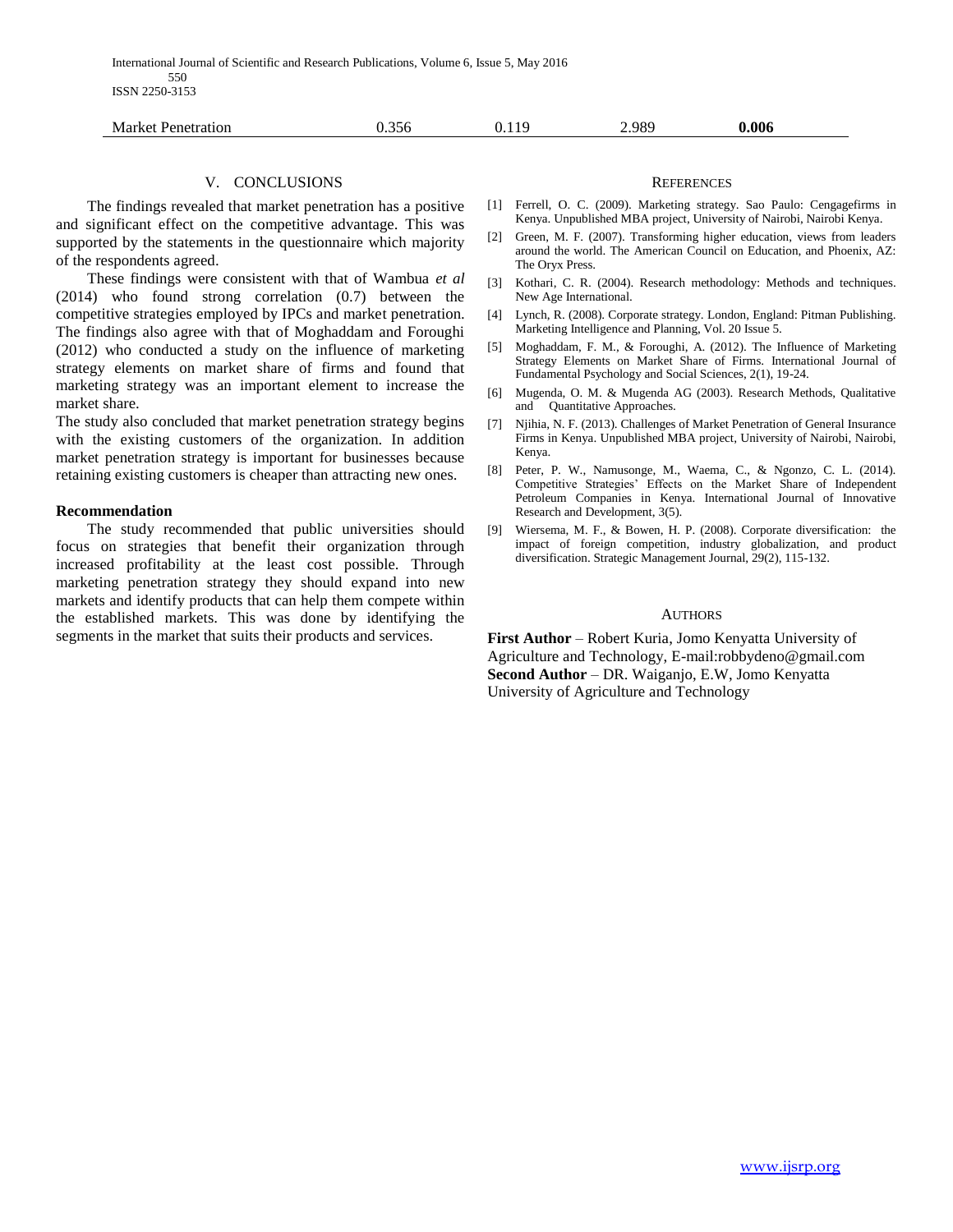| | | | | |
|---|---|---|---|---|
| Market Penetration | 0.356 | 0.119 | 2.989 | **0.006** |

## V. CONCLUSIONS

The findings revealed that market penetration has a positive and significant effect on the competitive advantage. This was supported by the statements in the questionnaire which majority of the respondents agreed.

These findings were consistent with that of Wambua *et al* (2014) who found strong correlation (0.7) between the competitive strategies employed by IPCs and market penetration. The findings also agree with that of Moghaddam and Foroughi (2012) who conducted a study on the influence of marketing strategy elements on market share of firms and found that marketing strategy was an important element to increase the market share.

The study also concluded that market penetration strategy begins with the existing customers of the organization. In addition market penetration strategy is important for businesses because retaining existing customers is cheaper than attracting new ones.

### Recommendation

The study recommended that public universities should focus on strategies that benefit their organization through increased profitability at the least cost possible. Through marketing penetration strategy they should expand into new markets and identify products that can help them compete within the established markets. This was done by identifying the segments in the market that suits their products and services.

## REFERENCES

[1] Ferrell, O. C. (2009). Marketing strategy. Sao Paulo: Cengagefirms in Kenya. Unpublished MBA project, University of Nairobi, Nairobi Kenya.

[2] Green, M. F. (2007). Transforming higher education, views from leaders around the world. The American Council on Education, and Phoenix, AZ: The Oryx Press.

[3] Kothari, C. R. (2004). Research methodology: Methods and techniques. New Age International.

[4] Lynch, R. (2008). Corporate strategy. London, England: Pitman Publishing. Marketing Intelligence and Planning, Vol. 20 Issue 5.

[5] Moghaddam, F. M., & Foroughi, A. (2012). The Influence of Marketing Strategy Elements on Market Share of Firms. International Journal of Fundamental Psychology and Social Sciences, 2(1), 19-24.

[6] Mugenda, O. M. & Mugenda AG (2003). Research Methods, Qualitative and Quantitative Approaches.

[7] Njihia, N. F. (2013). Challenges of Market Penetration of General Insurance Firms in Kenya. Unpublished MBA project, University of Nairobi, Nairobi, Kenya.

[8] Peter, P. W., Namusonge, M., Waema, C., & Ngonzo, C. L. (2014). Competitive Strategies' Effects on the Market Share of Independent Petroleum Companies in Kenya. International Journal of Innovative Research and Development, 3(5).

[9] Wiersema, M. F., & Bowen, H. P. (2008). Corporate diversification: the impact of foreign competition, industry globalization, and product diversification. Strategic Management Journal, 29(2), 115-132.

## AUTHORS

**First Author** – Robert Kuria, Jomo Kenyatta University of Agriculture and Technology, E-mail:robbydeno@gmail.com

**Second Author** – DR. Waiganjo, E.W, Jomo Kenyatta University of Agriculture and Technology